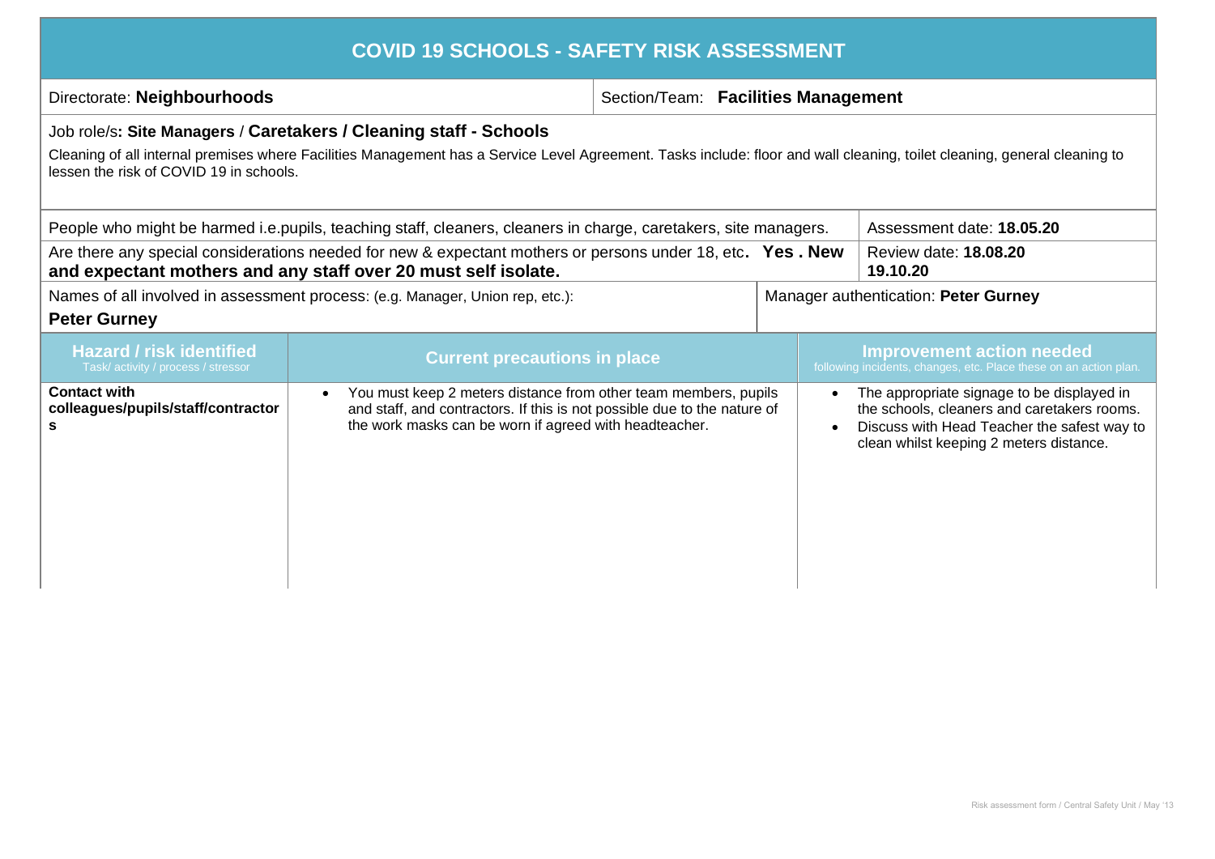# COVID 19 SCHOOLS - SAFETY RISK ASSESSMENT

Directorate: **Neighbourhoods**

Section/Team: **Facilities Management**

Job role/s**: Site Managers** / **Caretakers / Cleaning staff - Schools**

Cleaning of all internal premises where Facilities Management has a Service Level Agreement. Tasks include: floor and wall cleaning, toilet cleaning, general cleaning to lessen the risk of COVID 19 in schools.

People who might be harmed i.e.pupils, teaching staff, cleaners, cleaners in charge, caretakers, site managers.

Assessment date: **18.05.20**

Are there any special considerations needed for new & expectant mothers or persons under 18, etc**. Yes . New and expectant mothers and any staff over 20 must self isolate.**

Review date: **18.08.20**
**19.10.20**

Names of all involved in assessment process: (e.g. Manager, Union rep, etc.):

**Peter Gurney**

Manager authentication: **Peter Gurney**

| Hazard / risk identified<br>Task/ activity / process / stressor | Current precautions in place | Improvement action needed<br>following incidents, changes, etc. Place these on an action plan. |
|---|---|---|
| **Contact with colleagues/pupils/staff/contractors** | • You must keep 2 meters distance from other team members, pupils and staff, and contractors. If this is not possible due to the nature of the work masks can be worn if agreed with headteacher. | • The appropriate signage to be displayed in the schools, cleaners and caretakers rooms.<br>• Discuss with Head Teacher the safest way to clean whilst keeping 2 meters distance. |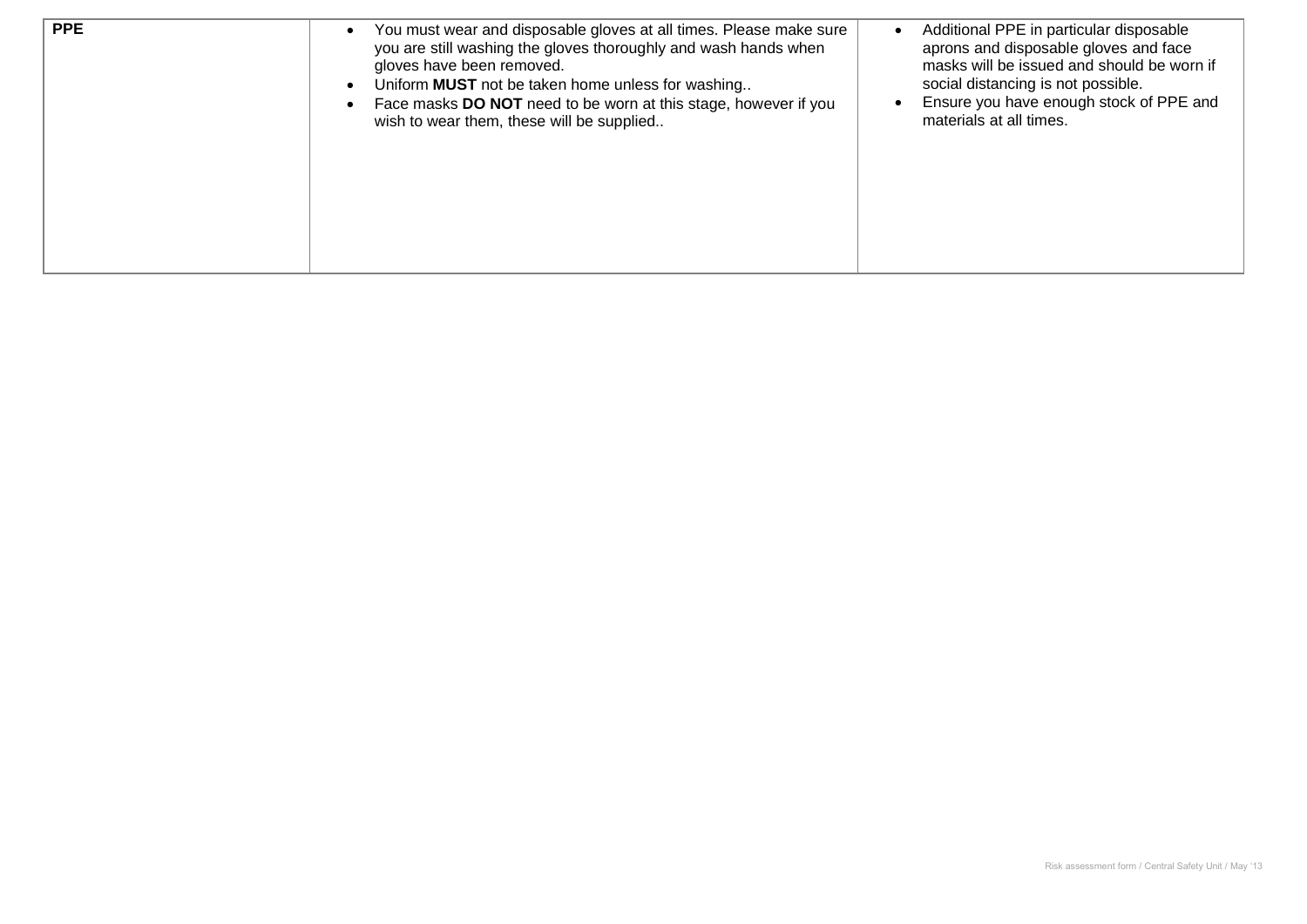| | | |
|---|---|---|
| **PPE** | • You must wear and disposable gloves at all times. Please make sure you are still washing the gloves thoroughly and wash hands when gloves have been removed.<br>• Uniform **MUST** not be taken home unless for washing..<br>• Face masks **DO NOT** need to be worn at this stage, however if you wish to wear them, these will be supplied.. | • Additional PPE in particular disposable aprons and disposable gloves and face masks will be issued and should be worn if social distancing is not possible.<br>• Ensure you have enough stock of PPE and materials at all times. |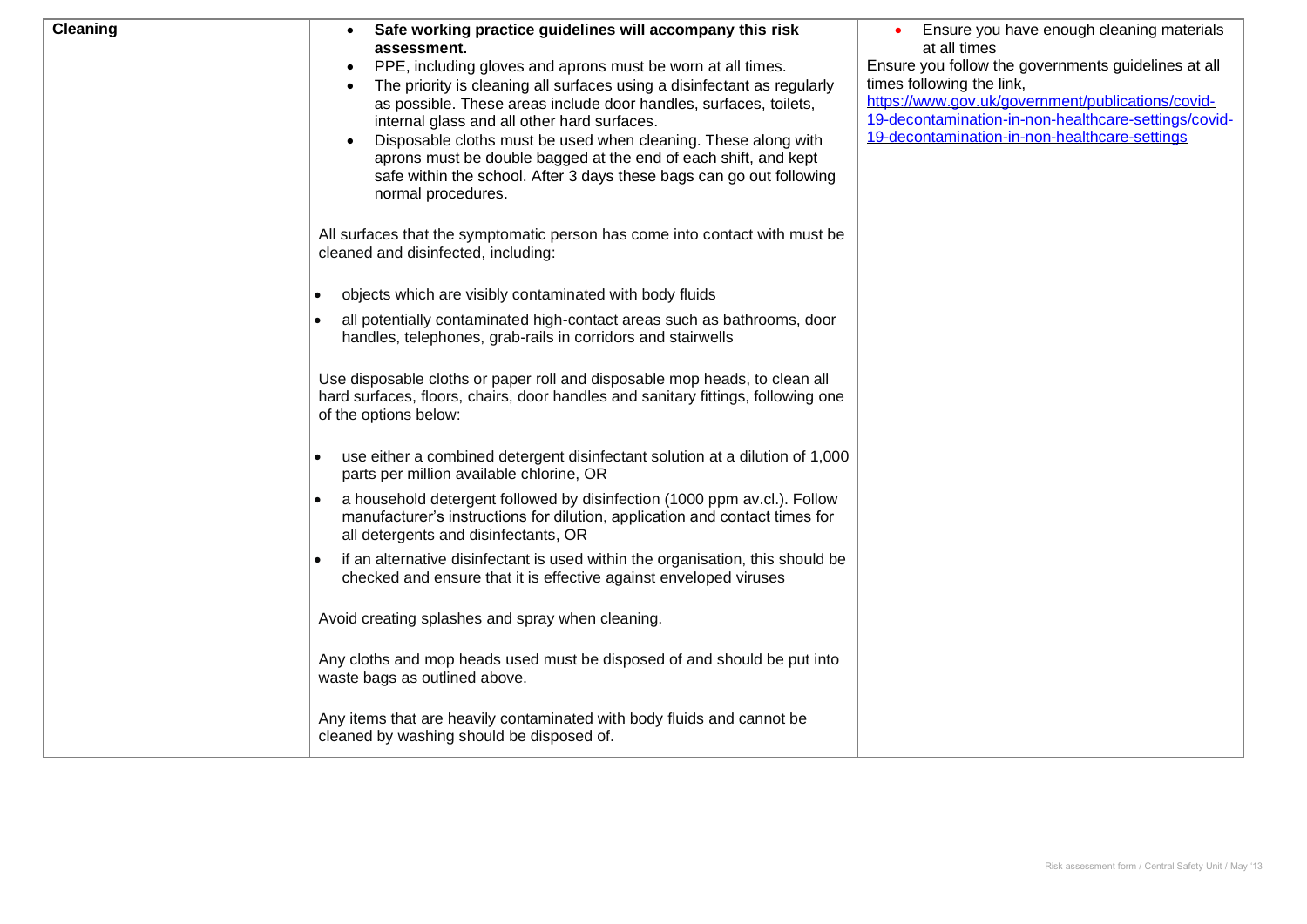| Cleaning | <ul><li>**Safe working practice guidelines will accompany this risk assessment.**</li><li>PPE, including gloves and aprons must be worn at all times.</li><li>The priority is cleaning all surfaces using a disinfectant as regularly as possible. These areas include door handles, surfaces, toilets, internal glass and all other hard surfaces.</li><li>Disposable cloths must be used when cleaning. These along with aprons must be double bagged at the end of each shift, and kept safe within the school. After 3 days these bags can go out following normal procedures.</li></ul>All surfaces that the symptomatic person has come into contact with must be cleaned and disinfected, including:<ul><li>objects which are visibly contaminated with body fluids</li><li>all potentially contaminated high-contact areas such as bathrooms, door handles, telephones, grab-rails in corridors and stairwells</li></ul>Use disposable cloths or paper roll and disposable mop heads, to clean all hard surfaces, floors, chairs, door handles and sanitary fittings, following one of the options below:<ul><li>use either a combined detergent disinfectant solution at a dilution of 1,000 parts per million available chlorine, OR</li><li>a household detergent followed by disinfection (1000 ppm av.cl.). Follow manufacturer's instructions for dilution, application and contact times for all detergents and disinfectants, OR</li><li>if an alternative disinfectant is used within the organisation, this should be checked and ensure that it is effective against enveloped viruses</li></ul>Avoid creating splashes and spray when cleaning.<br><br>Any cloths and mop heads used must be disposed of and should be put into waste bags as outlined above.<br><br>Any items that are heavily contaminated with body fluids and cannot be cleaned by washing should be disposed of. | <ul><li>Ensure you have enough cleaning materials at all times</li></ul>Ensure you follow the governments guidelines at all times following the link, https://www.gov.uk/government/publications/covid-19-decontamination-in-non-healthcare-settings/covid-19-decontamination-in-non-healthcare-settings |
|---|---|---|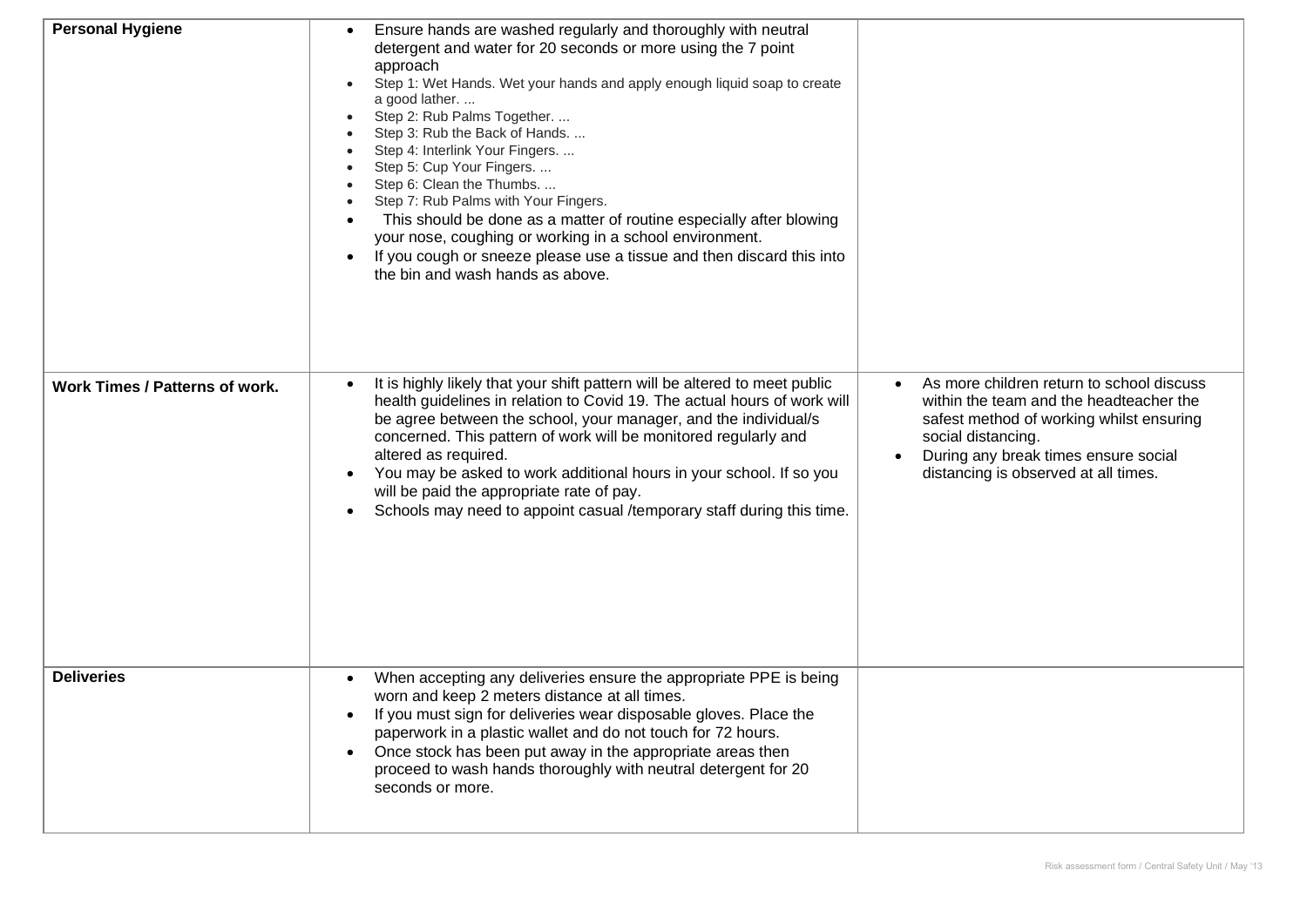| | | |
|---|---|---|
| **Personal Hygiene** | • Ensure hands are washed regularly and thoroughly with neutral detergent and water for 20 seconds or more using the 7 point approach<br>• Step 1: Wet Hands. Wet your hands and apply enough liquid soap to create a good lather. ...<br>• Step 2: Rub Palms Together. ...<br>• Step 3: Rub the Back of Hands. ...<br>• Step 4: Interlink Your Fingers. ...<br>• Step 5: Cup Your Fingers. ...<br>• Step 6: Clean the Thumbs. ...<br>• Step 7: Rub Palms with Your Fingers.<br>• This should be done as a matter of routine especially after blowing your nose, coughing or working in a school environment.<br>• If you cough or sneeze please use a tissue and then discard this into the bin and wash hands as above. | |
| **Work Times / Patterns of work.** | • It is highly likely that your shift pattern will be altered to meet public health guidelines in relation to Covid 19. The actual hours of work will be agree between the school, your manager, and the individual/s concerned. This pattern of work will be monitored regularly and altered as required.<br>• You may be asked to work additional hours in your school. If so you will be paid the appropriate rate of pay.<br>• Schools may need to appoint casual /temporary staff during this time. | • As more children return to school discuss within the team and the headteacher the safest method of working whilst ensuring social distancing.<br>• During any break times ensure social distancing is observed at all times. |
| **Deliveries** | • When accepting any deliveries ensure the appropriate PPE is being worn and keep 2 meters distance at all times.<br>• If you must sign for deliveries wear disposable gloves. Place the paperwork in a plastic wallet and do not touch for 72 hours.<br>• Once stock has been put away in the appropriate areas then proceed to wash hands thoroughly with neutral detergent for 20 seconds or more. | |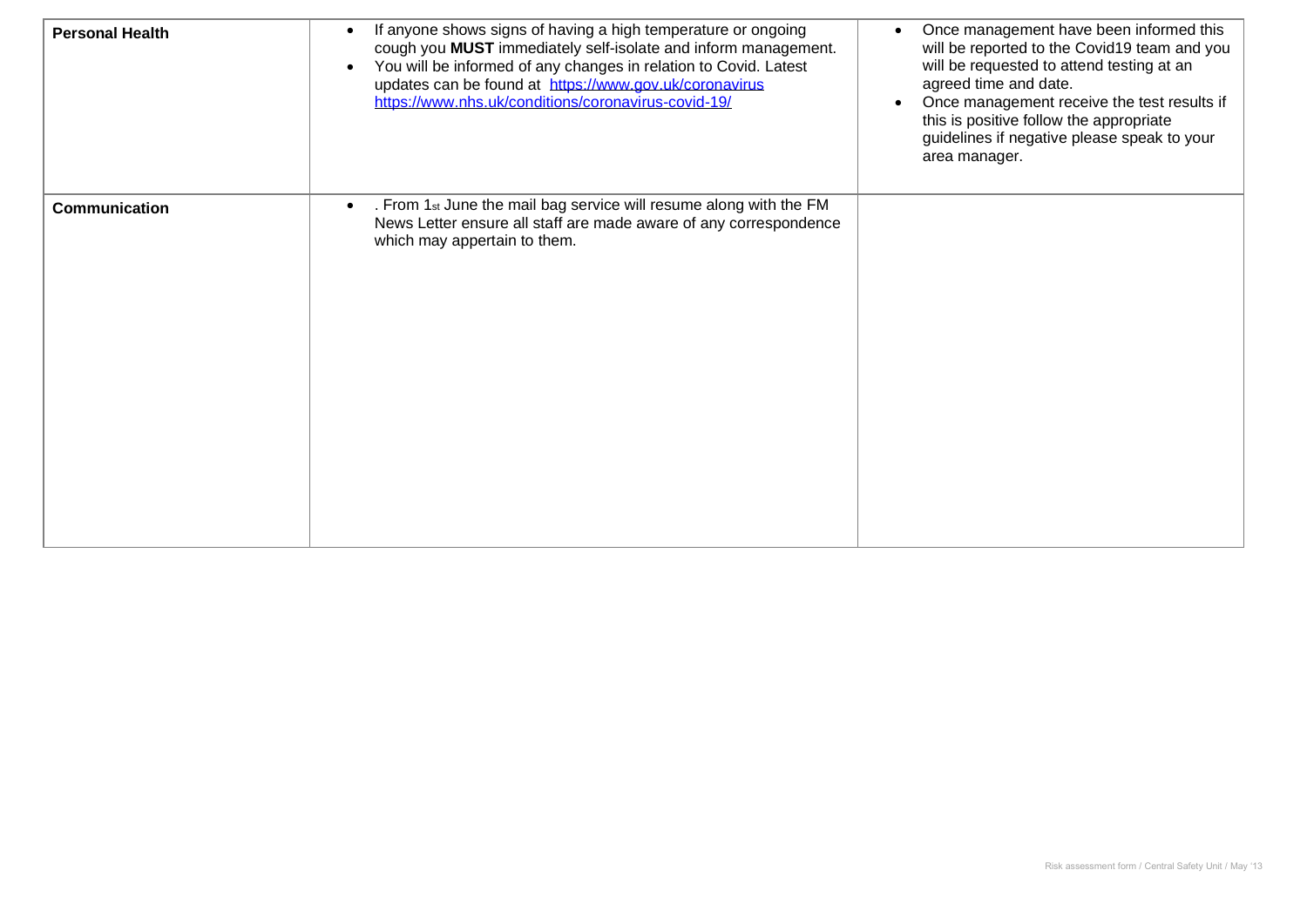| | | |
|---|---|---|
| **Personal Health** | • If anyone shows signs of having a high temperature or ongoing cough you **MUST** immediately self-isolate and inform management.<br>• You will be informed of any changes in relation to Covid. Latest updates can be found at [https://www.gov.uk/coronavirus](https://www.gov.uk/coronavirus) [https://www.nhs.uk/conditions/coronavirus-covid-19/](https://www.nhs.uk/conditions/coronavirus-covid-19/) | • Once management have been informed this will be reported to the Covid19 team and you will be requested to attend testing at an agreed time and date.<br>• Once management receive the test results if this is positive follow the appropriate guidelines if negative please speak to your area manager. |
| **Communication** | • . From 1st June the mail bag service will resume along with the FM News Letter ensure all staff are made aware of any correspondence which may appertain to them. | |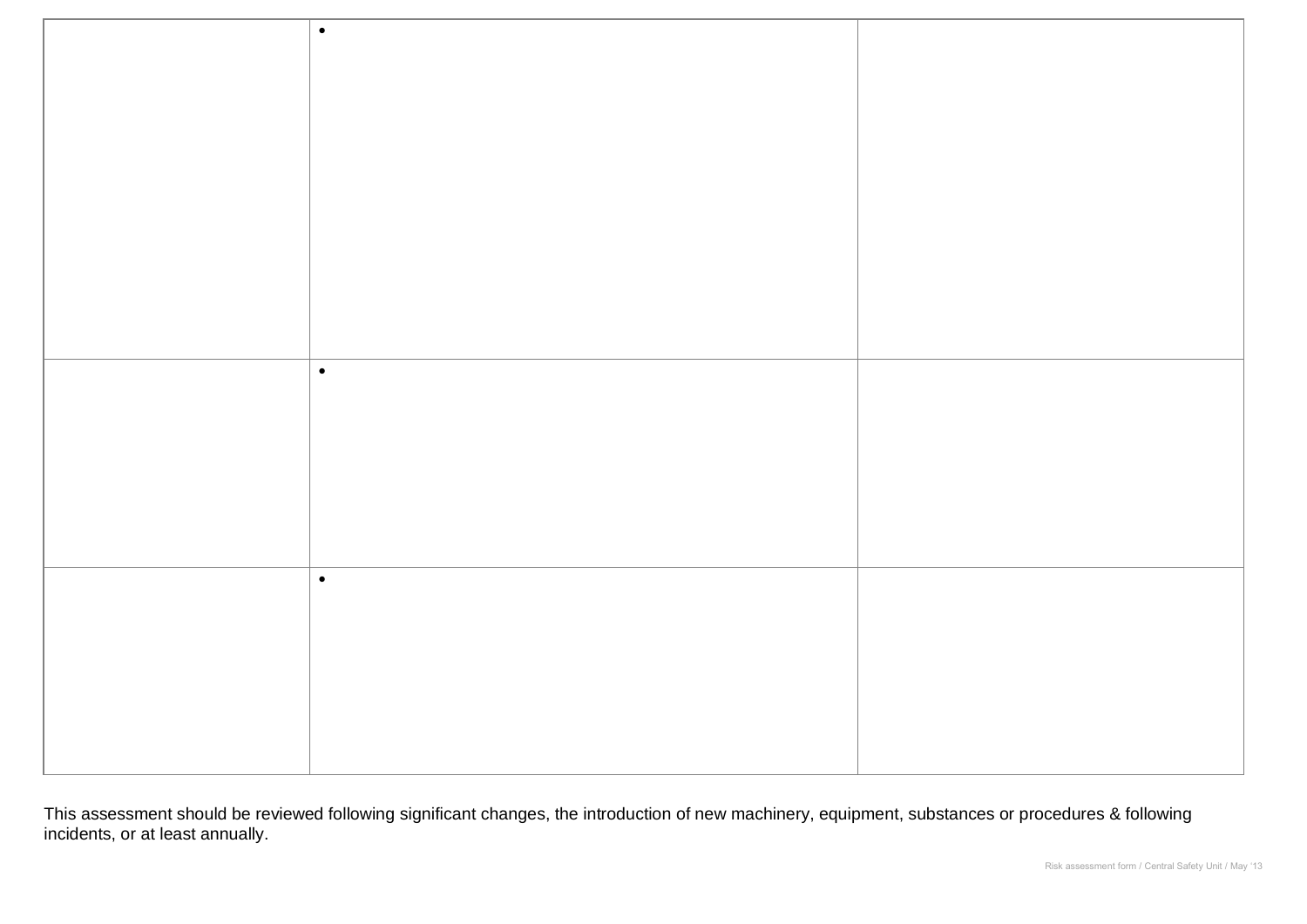| | | |
|---|---|---|
| | • | |
| | • | |
| | • | |

This assessment should be reviewed following significant changes, the introduction of new machinery, equipment, substances or procedures & following incidents, or at least annually.